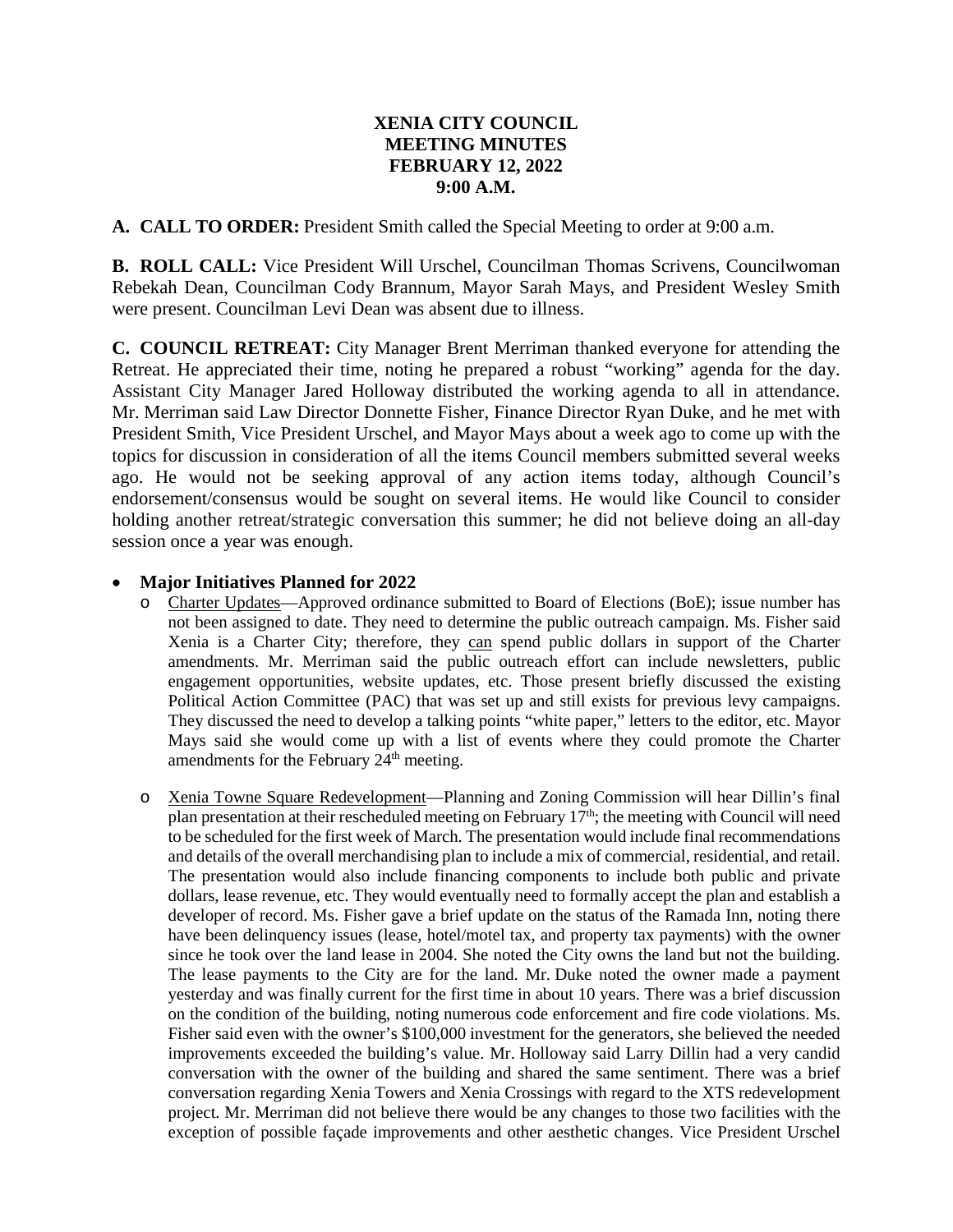# XENIA CITY COUNCIL
# MEETING MINUTES
# FEBRUARY 12, 2022
# 9:00 A.M.

**A. CALL TO ORDER:** President Smith called the Special Meeting to order at 9:00 a.m.

**B. ROLL CALL:** Vice President Will Urschel, Councilman Thomas Scrivens, Councilwoman Rebekah Dean, Councilman Cody Brannum, Mayor Sarah Mays, and President Wesley Smith were present. Councilman Levi Dean was absent due to illness.

**C. COUNCIL RETREAT:** City Manager Brent Merriman thanked everyone for attending the Retreat. He appreciated their time, noting he prepared a robust "working" agenda for the day. Assistant City Manager Jared Holloway distributed the working agenda to all in attendance. Mr. Merriman said Law Director Donnette Fisher, Finance Director Ryan Duke, and he met with President Smith, Vice President Urschel, and Mayor Mays about a week ago to come up with the topics for discussion in consideration of all the items Council members submitted several weeks ago. He would not be seeking approval of any action items today, although Council's endorsement/consensus would be sought on several items. He would like Council to consider holding another retreat/strategic conversation this summer; he did not believe doing an all-day session once a year was enough.

- **Major Initiatives Planned for 2022**
  - Charter Updates—Approved ordinance submitted to Board of Elections (BoE); issue number has not been assigned to date. They need to determine the public outreach campaign. Ms. Fisher said Xenia is a Charter City; therefore, they can spend public dollars in support of the Charter amendments. Mr. Merriman said the public outreach effort can include newsletters, public engagement opportunities, website updates, etc. Those present briefly discussed the existing Political Action Committee (PAC) that was set up and still exists for previous levy campaigns. They discussed the need to develop a talking points "white paper," letters to the editor, etc. Mayor Mays said she would come up with a list of events where they could promote the Charter amendments for the February 24th meeting.
  - Xenia Towne Square Redevelopment—Planning and Zoning Commission will hear Dillin's final plan presentation at their rescheduled meeting on February 17th; the meeting with Council will need to be scheduled for the first week of March. The presentation would include final recommendations and details of the overall merchandising plan to include a mix of commercial, residential, and retail. The presentation would also include financing components to include both public and private dollars, lease revenue, etc. They would eventually need to formally accept the plan and establish a developer of record. Ms. Fisher gave a brief update on the status of the Ramada Inn, noting there have been delinquency issues (lease, hotel/motel tax, and property tax payments) with the owner since he took over the land lease in 2004. She noted the City owns the land but not the building. The lease payments to the City are for the land. Mr. Duke noted the owner made a payment yesterday and was finally current for the first time in about 10 years. There was a brief discussion on the condition of the building, noting numerous code enforcement and fire code violations. Ms. Fisher said even with the owner's $100,000 investment for the generators, she believed the needed improvements exceeded the building's value. Mr. Holloway said Larry Dillin had a very candid conversation with the owner of the building and shared the same sentiment. There was a brief conversation regarding Xenia Towers and Xenia Crossings with regard to the XTS redevelopment project. Mr. Merriman did not believe there would be any changes to those two facilities with the exception of possible façade improvements and other aesthetic changes. Vice President Urschel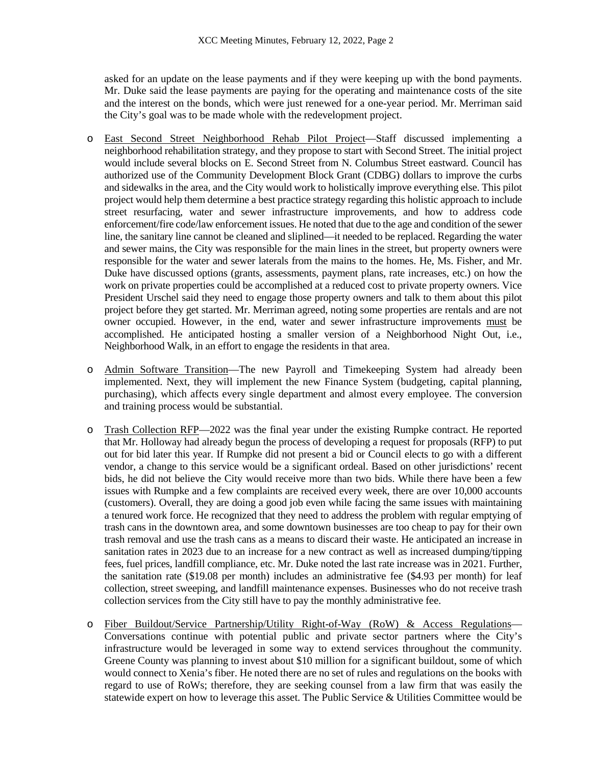asked for an update on the lease payments and if they were keeping up with the bond payments. Mr. Duke said the lease payments are paying for the operating and maintenance costs of the site and the interest on the bonds, which were just renewed for a one-year period. Mr. Merriman said the City's goal was to be made whole with the redevelopment project.

- East Second Street Neighborhood Rehab Pilot Project—Staff discussed implementing a neighborhood rehabilitation strategy, and they propose to start with Second Street. The initial project would include several blocks on E. Second Street from N. Columbus Street eastward. Council has authorized use of the Community Development Block Grant (CDBG) dollars to improve the curbs and sidewalks in the area, and the City would work to holistically improve everything else. This pilot project would help them determine a best practice strategy regarding this holistic approach to include street resurfacing, water and sewer infrastructure improvements, and how to address code enforcement/fire code/law enforcement issues. He noted that due to the age and condition of the sewer line, the sanitary line cannot be cleaned and sliplined—it needed to be replaced. Regarding the water and sewer mains, the City was responsible for the main lines in the street, but property owners were responsible for the water and sewer laterals from the mains to the homes. He, Ms. Fisher, and Mr. Duke have discussed options (grants, assessments, payment plans, rate increases, etc.) on how the work on private properties could be accomplished at a reduced cost to private property owners. Vice President Urschel said they need to engage those property owners and talk to them about this pilot project before they get started. Mr. Merriman agreed, noting some properties are rentals and are not owner occupied. However, in the end, water and sewer infrastructure improvements must be accomplished. He anticipated hosting a smaller version of a Neighborhood Night Out, i.e., Neighborhood Walk, in an effort to engage the residents in that area.

- Admin Software Transition—The new Payroll and Timekeeping System had already been implemented. Next, they will implement the new Finance System (budgeting, capital planning, purchasing), which affects every single department and almost every employee. The conversion and training process would be substantial.

- Trash Collection RFP—2022 was the final year under the existing Rumpke contract. He reported that Mr. Holloway had already begun the process of developing a request for proposals (RFP) to put out for bid later this year. If Rumpke did not present a bid or Council elects to go with a different vendor, a change to this service would be a significant ordeal. Based on other jurisdictions' recent bids, he did not believe the City would receive more than two bids. While there have been a few issues with Rumpke and a few complaints are received every week, there are over 10,000 accounts (customers). Overall, they are doing a good job even while facing the same issues with maintaining a tenured work force. He recognized that they need to address the problem with regular emptying of trash cans in the downtown area, and some downtown businesses are too cheap to pay for their own trash removal and use the trash cans as a means to discard their waste. He anticipated an increase in sanitation rates in 2023 due to an increase for a new contract as well as increased dumping/tipping fees, fuel prices, landfill compliance, etc. Mr. Duke noted the last rate increase was in 2021. Further, the sanitation rate ($19.08 per month) includes an administrative fee ($4.93 per month) for leaf collection, street sweeping, and landfill maintenance expenses. Businesses who do not receive trash collection services from the City still have to pay the monthly administrative fee.

- Fiber Buildout/Service Partnership/Utility Right-of-Way (RoW) & Access Regulations—Conversations continue with potential public and private sector partners where the City's infrastructure would be leveraged in some way to extend services throughout the community. Greene County was planning to invest about $10 million for a significant buildout, some of which would connect to Xenia's fiber. He noted there are no set of rules and regulations on the books with regard to use of RoWs; therefore, they are seeking counsel from a law firm that was easily the statewide expert on how to leverage this asset. The Public Service & Utilities Committee would be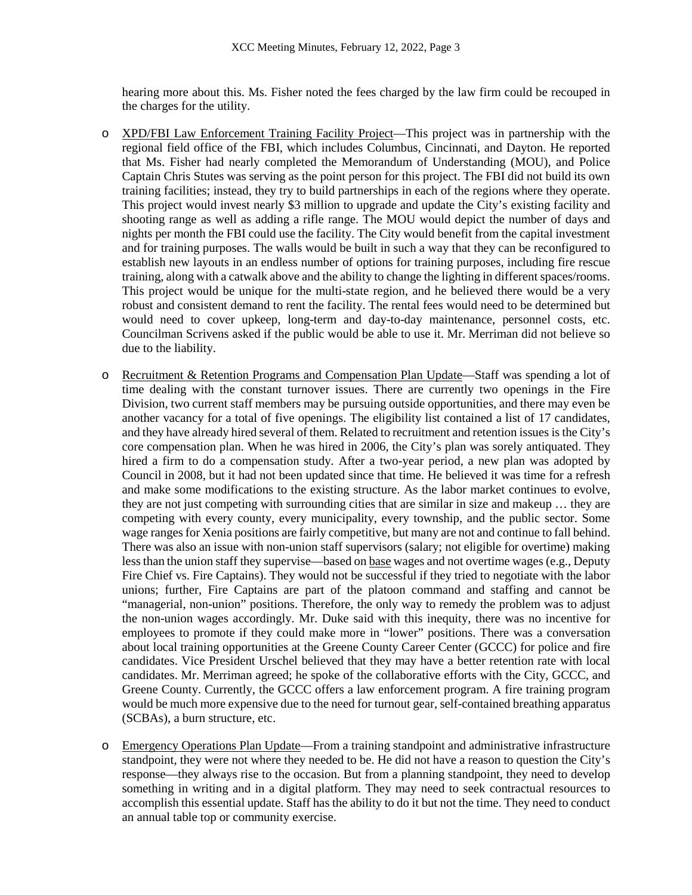hearing more about this. Ms. Fisher noted the fees charged by the law firm could be recouped in the charges for the utility.

- XPD/FBI Law Enforcement Training Facility Project—This project was in partnership with the regional field office of the FBI, which includes Columbus, Cincinnati, and Dayton. He reported that Ms. Fisher had nearly completed the Memorandum of Understanding (MOU), and Police Captain Chris Stutes was serving as the point person for this project. The FBI did not build its own training facilities; instead, they try to build partnerships in each of the regions where they operate. This project would invest nearly $3 million to upgrade and update the City's existing facility and shooting range as well as adding a rifle range. The MOU would depict the number of days and nights per month the FBI could use the facility. The City would benefit from the capital investment and for training purposes. The walls would be built in such a way that they can be reconfigured to establish new layouts in an endless number of options for training purposes, including fire rescue training, along with a catwalk above and the ability to change the lighting in different spaces/rooms. This project would be unique for the multi-state region, and he believed there would be a very robust and consistent demand to rent the facility. The rental fees would need to be determined but would need to cover upkeep, long-term and day-to-day maintenance, personnel costs, etc. Councilman Scrivens asked if the public would be able to use it. Mr. Merriman did not believe so due to the liability.

- Recruitment & Retention Programs and Compensation Plan Update—Staff was spending a lot of time dealing with the constant turnover issues. There are currently two openings in the Fire Division, two current staff members may be pursuing outside opportunities, and there may even be another vacancy for a total of five openings. The eligibility list contained a list of 17 candidates, and they have already hired several of them. Related to recruitment and retention issues is the City's core compensation plan. When he was hired in 2006, the City's plan was sorely antiquated. They hired a firm to do a compensation study. After a two-year period, a new plan was adopted by Council in 2008, but it had not been updated since that time. He believed it was time for a refresh and make some modifications to the existing structure. As the labor market continues to evolve, they are not just competing with surrounding cities that are similar in size and makeup … they are competing with every county, every municipality, every township, and the public sector. Some wage ranges for Xenia positions are fairly competitive, but many are not and continue to fall behind. There was also an issue with non-union staff supervisors (salary; not eligible for overtime) making less than the union staff they supervise—based on base wages and not overtime wages (e.g., Deputy Fire Chief vs. Fire Captains). They would not be successful if they tried to negotiate with the labor unions; further, Fire Captains are part of the platoon command and staffing and cannot be "managerial, non-union" positions. Therefore, the only way to remedy the problem was to adjust the non-union wages accordingly. Mr. Duke said with this inequity, there was no incentive for employees to promote if they could make more in "lower" positions. There was a conversation about local training opportunities at the Greene County Career Center (GCCC) for police and fire candidates. Vice President Urschel believed that they may have a better retention rate with local candidates. Mr. Merriman agreed; he spoke of the collaborative efforts with the City, GCCC, and Greene County. Currently, the GCCC offers a law enforcement program. A fire training program would be much more expensive due to the need for turnout gear, self-contained breathing apparatus (SCBAs), a burn structure, etc.

- Emergency Operations Plan Update—From a training standpoint and administrative infrastructure standpoint, they were not where they needed to be. He did not have a reason to question the City's response—they always rise to the occasion. But from a planning standpoint, they need to develop something in writing and in a digital platform. They may need to seek contractual resources to accomplish this essential update. Staff has the ability to do it but not the time. They need to conduct an annual table top or community exercise.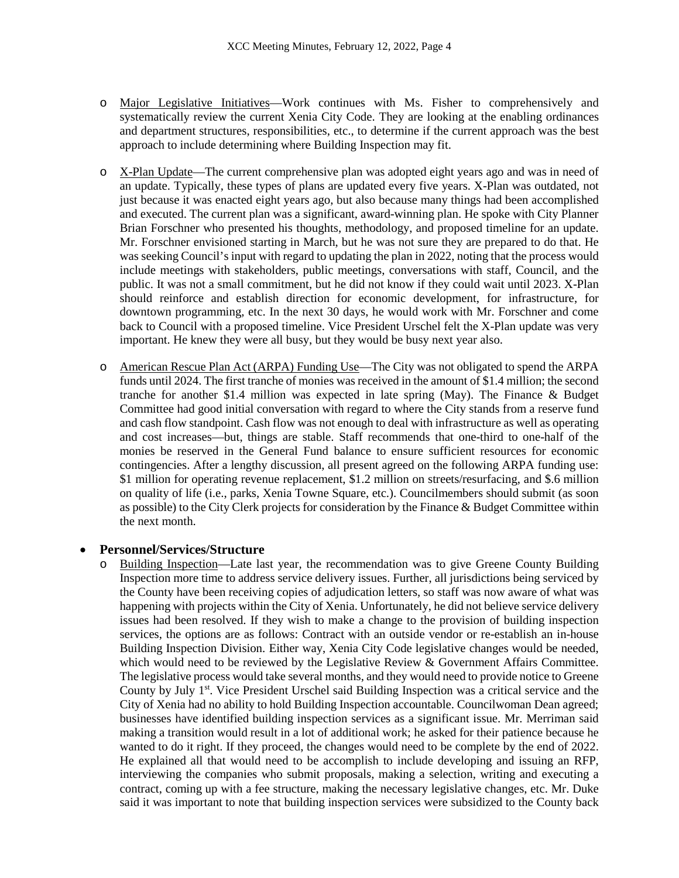- Major Legislative Initiatives—Work continues with Ms. Fisher to comprehensively and systematically review the current Xenia City Code. They are looking at the enabling ordinances and department structures, responsibilities, etc., to determine if the current approach was the best approach to include determining where Building Inspection may fit.

- X-Plan Update—The current comprehensive plan was adopted eight years ago and was in need of an update. Typically, these types of plans are updated every five years. X-Plan was outdated, not just because it was enacted eight years ago, but also because many things had been accomplished and executed. The current plan was a significant, award-winning plan. He spoke with City Planner Brian Forschner who presented his thoughts, methodology, and proposed timeline for an update. Mr. Forschner envisioned starting in March, but he was not sure they are prepared to do that. He was seeking Council's input with regard to updating the plan in 2022, noting that the process would include meetings with stakeholders, public meetings, conversations with staff, Council, and the public. It was not a small commitment, but he did not know if they could wait until 2023. X-Plan should reinforce and establish direction for economic development, for infrastructure, for downtown programming, etc. In the next 30 days, he would work with Mr. Forschner and come back to Council with a proposed timeline. Vice President Urschel felt the X-Plan update was very important. He knew they were all busy, but they would be busy next year also.

- American Rescue Plan Act (ARPA) Funding Use—The City was not obligated to spend the ARPA funds until 2024. The first tranche of monies was received in the amount of $1.4 million; the second tranche for another $1.4 million was expected in late spring (May). The Finance & Budget Committee had good initial conversation with regard to where the City stands from a reserve fund and cash flow standpoint. Cash flow was not enough to deal with infrastructure as well as operating and cost increases—but, things are stable. Staff recommends that one-third to one-half of the monies be reserved in the General Fund balance to ensure sufficient resources for economic contingencies. After a lengthy discussion, all present agreed on the following ARPA funding use: $1 million for operating revenue replacement, $1.2 million on streets/resurfacing, and $.6 million on quality of life (i.e., parks, Xenia Towne Square, etc.). Councilmembers should submit (as soon as possible) to the City Clerk projects for consideration by the Finance & Budget Committee within the next month.

- **Personnel/Services/Structure**
  - Building Inspection—Late last year, the recommendation was to give Greene County Building Inspection more time to address service delivery issues. Further, all jurisdictions being serviced by the County have been receiving copies of adjudication letters, so staff was now aware of what was happening with projects within the City of Xenia. Unfortunately, he did not believe service delivery issues had been resolved. If they wish to make a change to the provision of building inspection services, the options are as follows: Contract with an outside vendor or re-establish an in-house Building Inspection Division. Either way, Xenia City Code legislative changes would be needed, which would need to be reviewed by the Legislative Review & Government Affairs Committee. The legislative process would take several months, and they would need to provide notice to Greene County by July 1st. Vice President Urschel said Building Inspection was a critical service and the City of Xenia had no ability to hold Building Inspection accountable. Councilwoman Dean agreed; businesses have identified building inspection services as a significant issue. Mr. Merriman said making a transition would result in a lot of additional work; he asked for their patience because he wanted to do it right. If they proceed, the changes would need to be complete by the end of 2022. He explained all that would need to be accomplish to include developing and issuing an RFP, interviewing the companies who submit proposals, making a selection, writing and executing a contract, coming up with a fee structure, making the necessary legislative changes, etc. Mr. Duke said it was important to note that building inspection services were subsidized to the County back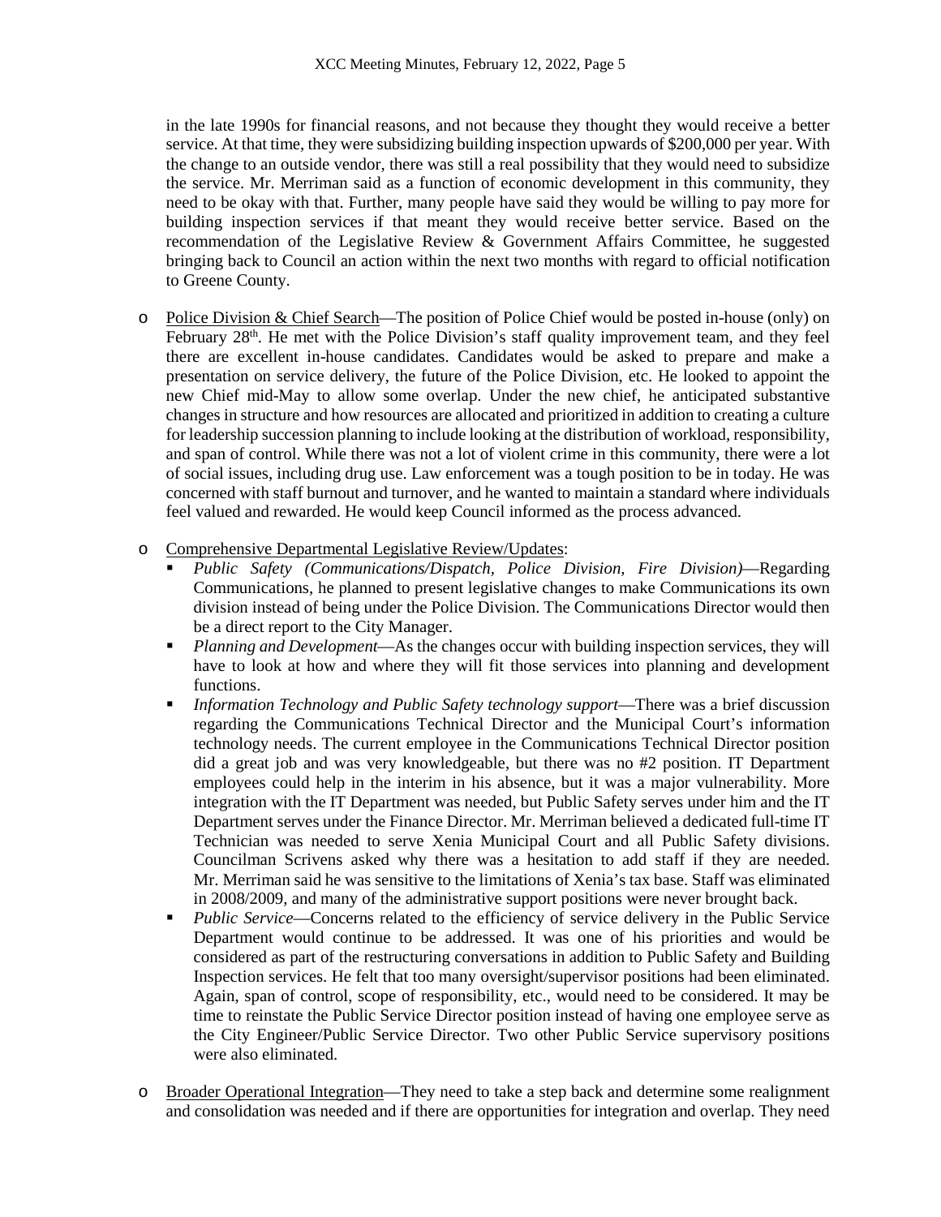in the late 1990s for financial reasons, and not because they thought they would receive a better service. At that time, they were subsidizing building inspection upwards of $200,000 per year. With the change to an outside vendor, there was still a real possibility that they would need to subsidize the service. Mr. Merriman said as a function of economic development in this community, they need to be okay with that. Further, many people have said they would be willing to pay more for building inspection services if that meant they would receive better service. Based on the recommendation of the Legislative Review & Government Affairs Committee, he suggested bringing back to Council an action within the next two months with regard to official notification to Greene County.

- Police Division & Chief Search—The position of Police Chief would be posted in-house (only) on February 28th. He met with the Police Division's staff quality improvement team, and they feel there are excellent in-house candidates. Candidates would be asked to prepare and make a presentation on service delivery, the future of the Police Division, etc. He looked to appoint the new Chief mid-May to allow some overlap. Under the new chief, he anticipated substantive changes in structure and how resources are allocated and prioritized in addition to creating a culture for leadership succession planning to include looking at the distribution of workload, responsibility, and span of control. While there was not a lot of violent crime in this community, there were a lot of social issues, including drug use. Law enforcement was a tough position to be in today. He was concerned with staff burnout and turnover, and he wanted to maintain a standard where individuals feel valued and rewarded. He would keep Council informed as the process advanced.

- Comprehensive Departmental Legislative Review/Updates:
  - *Public Safety (Communications/Dispatch, Police Division, Fire Division)*—Regarding Communications, he planned to present legislative changes to make Communications its own division instead of being under the Police Division. The Communications Director would then be a direct report to the City Manager.
  - *Planning and Development*—As the changes occur with building inspection services, they will have to look at how and where they will fit those services into planning and development functions.
  - *Information Technology and Public Safety technology support*—There was a brief discussion regarding the Communications Technical Director and the Municipal Court's information technology needs. The current employee in the Communications Technical Director position did a great job and was very knowledgeable, but there was no #2 position. IT Department employees could help in the interim in his absence, but it was a major vulnerability. More integration with the IT Department was needed, but Public Safety serves under him and the IT Department serves under the Finance Director. Mr. Merriman believed a dedicated full-time IT Technician was needed to serve Xenia Municipal Court and all Public Safety divisions. Councilman Scrivens asked why there was a hesitation to add staff if they are needed. Mr. Merriman said he was sensitive to the limitations of Xenia's tax base. Staff was eliminated in 2008/2009, and many of the administrative support positions were never brought back.
  - *Public Service*—Concerns related to the efficiency of service delivery in the Public Service Department would continue to be addressed. It was one of his priorities and would be considered as part of the restructuring conversations in addition to Public Safety and Building Inspection services. He felt that too many oversight/supervisor positions had been eliminated. Again, span of control, scope of responsibility, etc., would need to be considered. It may be time to reinstate the Public Service Director position instead of having one employee serve as the City Engineer/Public Service Director. Two other Public Service supervisory positions were also eliminated.

- Broader Operational Integration—They need to take a step back and determine some realignment and consolidation was needed and if there are opportunities for integration and overlap. They need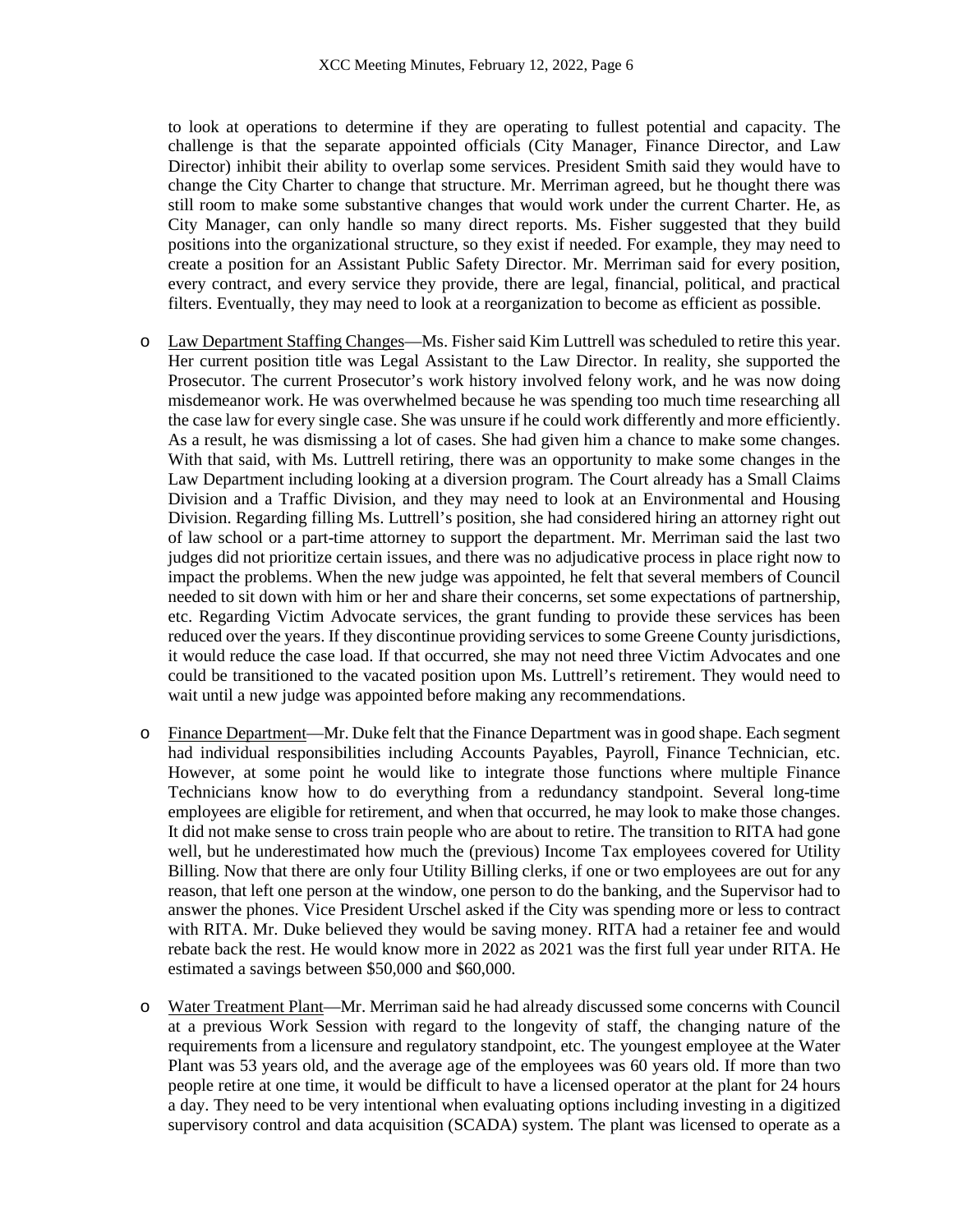to look at operations to determine if they are operating to fullest potential and capacity. The challenge is that the separate appointed officials (City Manager, Finance Director, and Law Director) inhibit their ability to overlap some services. President Smith said they would have to change the City Charter to change that structure. Mr. Merriman agreed, but he thought there was still room to make some substantive changes that would work under the current Charter. He, as City Manager, can only handle so many direct reports. Ms. Fisher suggested that they build positions into the organizational structure, so they exist if needed. For example, they may need to create a position for an Assistant Public Safety Director. Mr. Merriman said for every position, every contract, and every service they provide, there are legal, financial, political, and practical filters. Eventually, they may need to look at a reorganization to become as efficient as possible.

- Law Department Staffing Changes—Ms. Fisher said Kim Luttrell was scheduled to retire this year. Her current position title was Legal Assistant to the Law Director. In reality, she supported the Prosecutor. The current Prosecutor's work history involved felony work, and he was now doing misdemeanor work. He was overwhelmed because he was spending too much time researching all the case law for every single case. She was unsure if he could work differently and more efficiently. As a result, he was dismissing a lot of cases. She had given him a chance to make some changes. With that said, with Ms. Luttrell retiring, there was an opportunity to make some changes in the Law Department including looking at a diversion program. The Court already has a Small Claims Division and a Traffic Division, and they may need to look at an Environmental and Housing Division. Regarding filling Ms. Luttrell's position, she had considered hiring an attorney right out of law school or a part-time attorney to support the department. Mr. Merriman said the last two judges did not prioritize certain issues, and there was no adjudicative process in place right now to impact the problems. When the new judge was appointed, he felt that several members of Council needed to sit down with him or her and share their concerns, set some expectations of partnership, etc. Regarding Victim Advocate services, the grant funding to provide these services has been reduced over the years. If they discontinue providing services to some Greene County jurisdictions, it would reduce the case load. If that occurred, she may not need three Victim Advocates and one could be transitioned to the vacated position upon Ms. Luttrell's retirement. They would need to wait until a new judge was appointed before making any recommendations.

- Finance Department—Mr. Duke felt that the Finance Department was in good shape. Each segment had individual responsibilities including Accounts Payables, Payroll, Finance Technician, etc. However, at some point he would like to integrate those functions where multiple Finance Technicians know how to do everything from a redundancy standpoint. Several long-time employees are eligible for retirement, and when that occurred, he may look to make those changes. It did not make sense to cross train people who are about to retire. The transition to RITA had gone well, but he underestimated how much the (previous) Income Tax employees covered for Utility Billing. Now that there are only four Utility Billing clerks, if one or two employees are out for any reason, that left one person at the window, one person to do the banking, and the Supervisor had to answer the phones. Vice President Urschel asked if the City was spending more or less to contract with RITA. Mr. Duke believed they would be saving money. RITA had a retainer fee and would rebate back the rest. He would know more in 2022 as 2021 was the first full year under RITA. He estimated a savings between $50,000 and $60,000.

- Water Treatment Plant—Mr. Merriman said he had already discussed some concerns with Council at a previous Work Session with regard to the longevity of staff, the changing nature of the requirements from a licensure and regulatory standpoint, etc. The youngest employee at the Water Plant was 53 years old, and the average age of the employees was 60 years old. If more than two people retire at one time, it would be difficult to have a licensed operator at the plant for 24 hours a day. They need to be very intentional when evaluating options including investing in a digitized supervisory control and data acquisition (SCADA) system. The plant was licensed to operate as a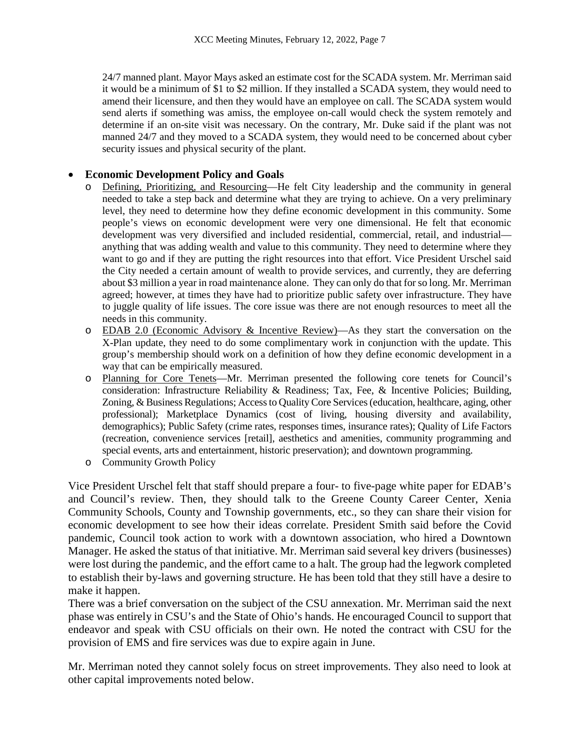24/7 manned plant. Mayor Mays asked an estimate cost for the SCADA system. Mr. Merriman said it would be a minimum of $1 to $2 million. If they installed a SCADA system, they would need to amend their licensure, and then they would have an employee on call. The SCADA system would send alerts if something was amiss, the employee on-call would check the system remotely and determine if an on-site visit was necessary. On the contrary, Mr. Duke said if the plant was not manned 24/7 and they moved to a SCADA system, they would need to be concerned about cyber security issues and physical security of the plant.

- **Economic Development Policy and Goals**
  - Defining, Prioritizing, and Resourcing—He felt City leadership and the community in general needed to take a step back and determine what they are trying to achieve. On a very preliminary level, they need to determine how they define economic development in this community. Some people's views on economic development were very one dimensional. He felt that economic development was very diversified and included residential, commercial, retail, and industrial—anything that was adding wealth and value to this community. They need to determine where they want to go and if they are putting the right resources into that effort. Vice President Urschel said the City needed a certain amount of wealth to provide services, and currently, they are deferring about $3 million a year in road maintenance alone. They can only do that for so long. Mr. Merriman agreed; however, at times they have had to prioritize public safety over infrastructure. They have to juggle quality of life issues. The core issue was there are not enough resources to meet all the needs in this community.
  - EDAB 2.0 (Economic Advisory & Incentive Review)—As they start the conversation on the X-Plan update, they need to do some complimentary work in conjunction with the update. This group's membership should work on a definition of how they define economic development in a way that can be empirically measured.
  - Planning for Core Tenets—Mr. Merriman presented the following core tenets for Council's consideration: Infrastructure Reliability & Readiness; Tax, Fee, & Incentive Policies; Building, Zoning, & Business Regulations; Access to Quality Core Services (education, healthcare, aging, other professional); Marketplace Dynamics (cost of living, housing diversity and availability, demographics); Public Safety (crime rates, responses times, insurance rates); Quality of Life Factors (recreation, convenience services [retail], aesthetics and amenities, community programming and special events, arts and entertainment, historic preservation); and downtown programming.
  - Community Growth Policy

Vice President Urschel felt that staff should prepare a four- to five-page white paper for EDAB's and Council's review. Then, they should talk to the Greene County Career Center, Xenia Community Schools, County and Township governments, etc., so they can share their vision for economic development to see how their ideas correlate. President Smith said before the Covid pandemic, Council took action to work with a downtown association, who hired a Downtown Manager. He asked the status of that initiative. Mr. Merriman said several key drivers (businesses) were lost during the pandemic, and the effort came to a halt. The group had the legwork completed to establish their by-laws and governing structure. He has been told that they still have a desire to make it happen.

There was a brief conversation on the subject of the CSU annexation. Mr. Merriman said the next phase was entirely in CSU's and the State of Ohio's hands. He encouraged Council to support that endeavor and speak with CSU officials on their own. He noted the contract with CSU for the provision of EMS and fire services was due to expire again in June.

Mr. Merriman noted they cannot solely focus on street improvements. They also need to look at other capital improvements noted below.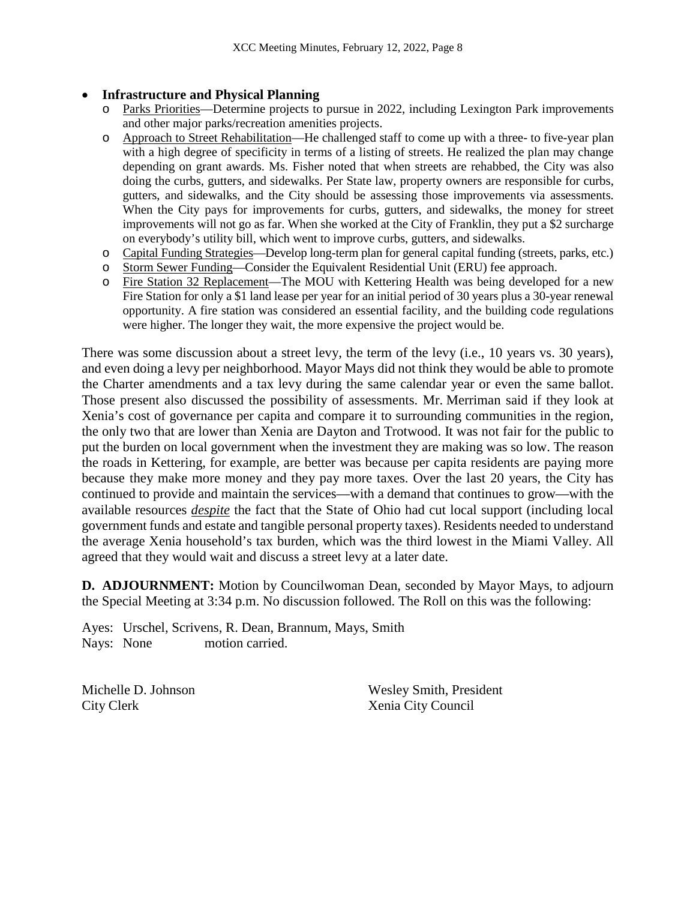- **Infrastructure and Physical Planning**
    - Parks Priorities—Determine projects to pursue in 2022, including Lexington Park improvements and other major parks/recreation amenities projects.
    - Approach to Street Rehabilitation—He challenged staff to come up with a three- to five-year plan with a high degree of specificity in terms of a listing of streets. He realized the plan may change depending on grant awards. Ms. Fisher noted that when streets are rehabbed, the City was also doing the curbs, gutters, and sidewalks. Per State law, property owners are responsible for curbs, gutters, and sidewalks, and the City should be assessing those improvements via assessments. When the City pays for improvements for curbs, gutters, and sidewalks, the money for street improvements will not go as far. When she worked at the City of Franklin, they put a $2 surcharge on everybody's utility bill, which went to improve curbs, gutters, and sidewalks.
    - Capital Funding Strategies—Develop long-term plan for general capital funding (streets, parks, etc.)
    - Storm Sewer Funding—Consider the Equivalent Residential Unit (ERU) fee approach.
    - Fire Station 32 Replacement—The MOU with Kettering Health was being developed for a new Fire Station for only a $1 land lease per year for an initial period of 30 years plus a 30-year renewal opportunity. A fire station was considered an essential facility, and the building code regulations were higher. The longer they wait, the more expensive the project would be.

There was some discussion about a street levy, the term of the levy (i.e., 10 years vs. 30 years), and even doing a levy per neighborhood. Mayor Mays did not think they would be able to promote the Charter amendments and a tax levy during the same calendar year or even the same ballot. Those present also discussed the possibility of assessments. Mr. Merriman said if they look at Xenia's cost of governance per capita and compare it to surrounding communities in the region, the only two that are lower than Xenia are Dayton and Trotwood. It was not fair for the public to put the burden on local government when the investment they are making was so low. The reason the roads in Kettering, for example, are better was because per capita residents are paying more because they make more money and they pay more taxes. Over the last 20 years, the City has continued to provide and maintain the services—with a demand that continues to grow—with the available resources ***despite*** the fact that the State of Ohio had cut local support (including local government funds and estate and tangible personal property taxes). Residents needed to understand the average Xenia household's tax burden, which was the third lowest in the Miami Valley. All agreed that they would wait and discuss a street levy at a later date.

**D. ADJOURNMENT:** Motion by Councilwoman Dean, seconded by Mayor Mays, to adjourn the Special Meeting at 3:34 p.m. No discussion followed. The Roll on this was the following:

Ayes: Urschel, Scrivens, R. Dean, Brannum, Mays, Smith
Nays: None motion carried.

Michelle D. Johnson
City Clerk

Wesley Smith, President
Xenia City Council